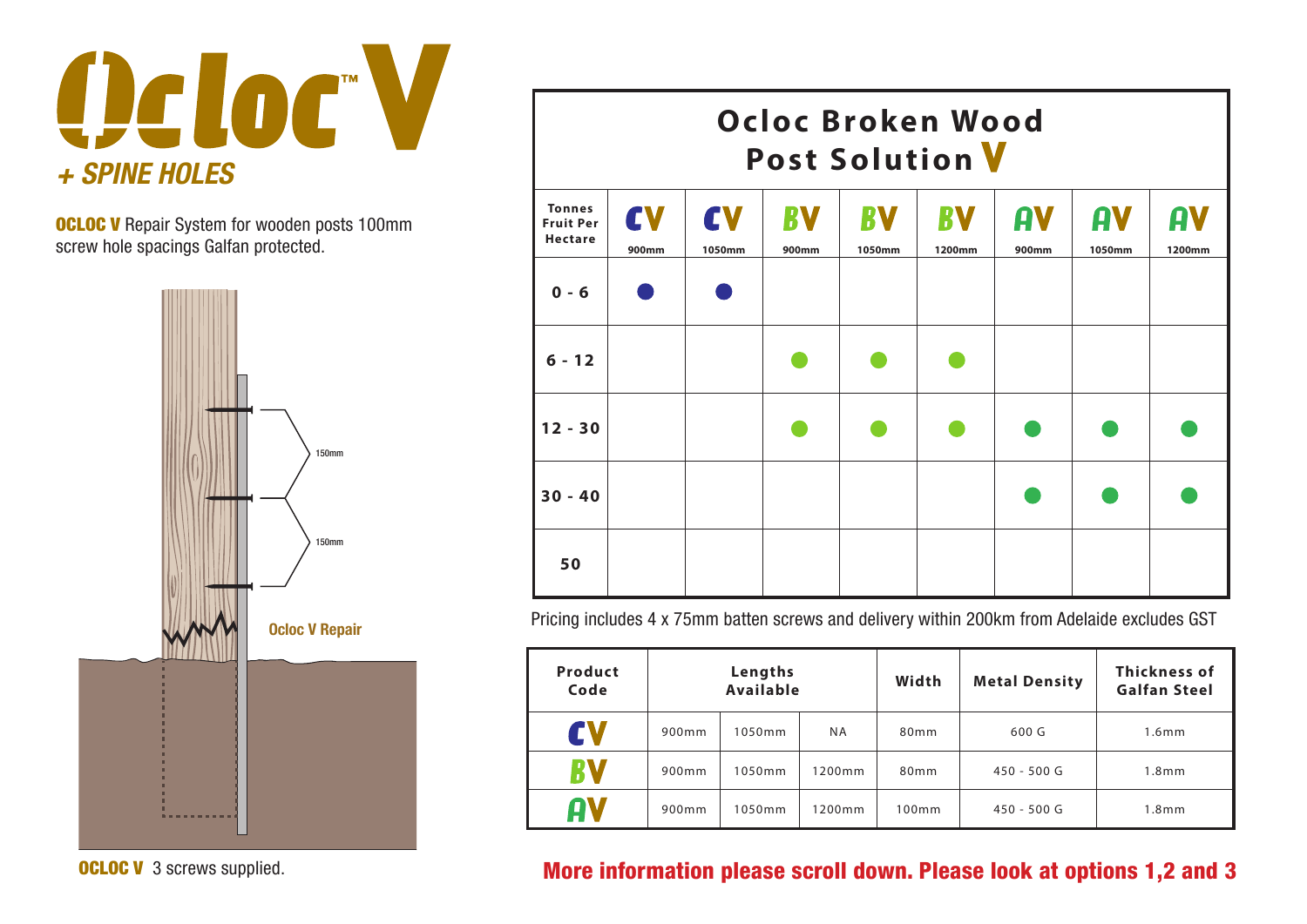# Ocloc™ V

*+ SPINE HOLES*

**OCLOC V** Repair System for wooden posts 100mm screw hole spacings Galfan protected.

150mm

150mm

Ocloc V Repair

**OCLOC V** 3 screws supplied.

## Ocloc Broken Wood Post Solution V

| Tonnes Fruit Per Hectare | CV 900mm | CV 1050mm | BV 900mm | BV 1050mm | BV 1200mm | AV 900mm | AV 1050mm | AV 1200mm |
|---|---|---|---|---|---|---|---|---|
| 0 - 6 | ● | ● | | | | | | |
| 6 - 12 | | | ● | ● | ● | | | |
| 12 - 30 | | | ● | ● | ● | ● | ● | ● |
| 30 - 40 | | | | | | ● | ● | ● |
| 50 | | | | | | | | |

Pricing includes 4 x 75mm batten screws and delivery within 200km from Adelaide excludes GST

| Product Code | Lengths Available | | | Width | Metal Density | Thickness of Galfan Steel |
|---|---|---|---|---|---|---|
| CV | 900mm | 1050mm | NA | 80mm | 600 G | 1.6mm |
| BV | 900mm | 1050mm | 1200mm | 80mm | 450 - 500 G | 1.8mm |
| AV | 900mm | 1050mm | 1200mm | 100mm | 450 - 500 G | 1.8mm |

**More information please scroll down. Please look at options 1,2 and 3**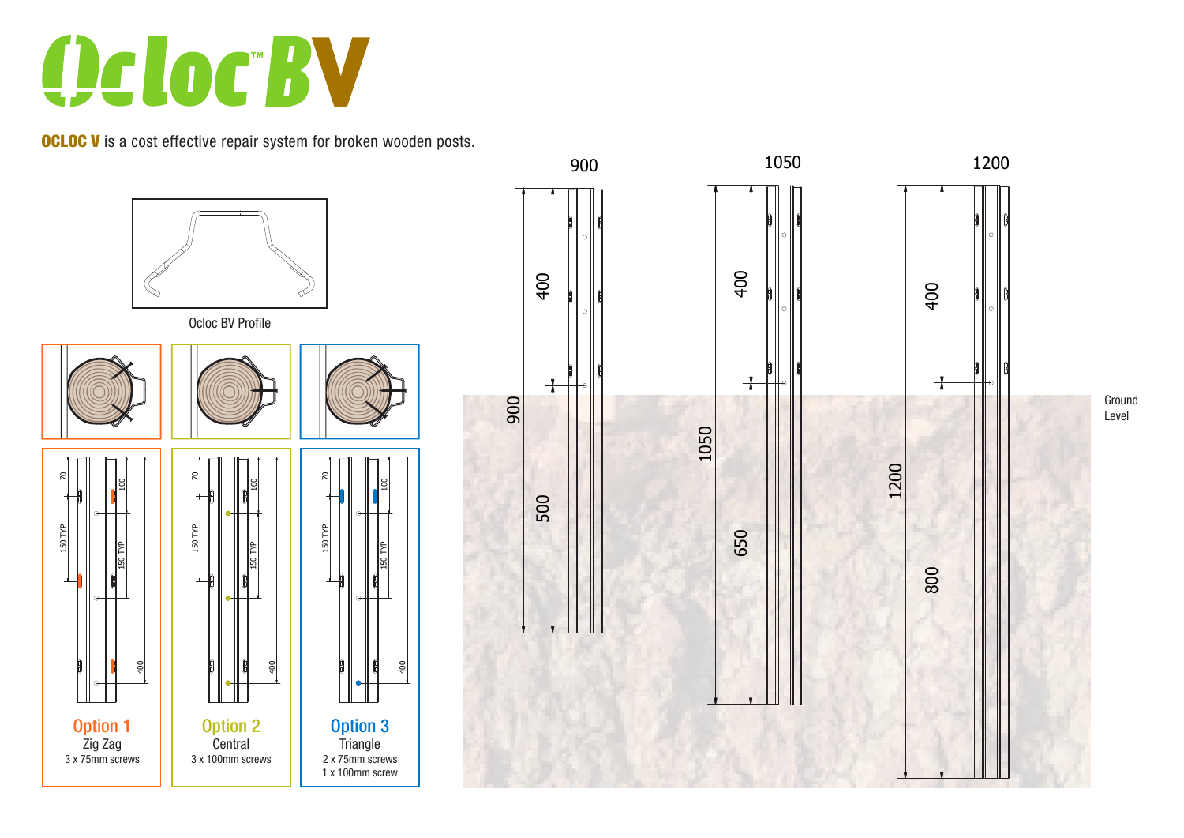# Ocloc™ BV

**OCLOC V** is a cost effective repair system for broken wooden posts.

Ocloc BV Profile

70

150 TYP

100

150 TYP

400

**Option 1**
Zig Zag
3 x 75mm screws

**Option 2**
Central
3 x 100mm screws

**Option 3**
Triangle
2 x 75mm screws
1 x 100mm screw

900

400

900

500

1050

400

1050

650

1200

400

1200

800

Ground Level